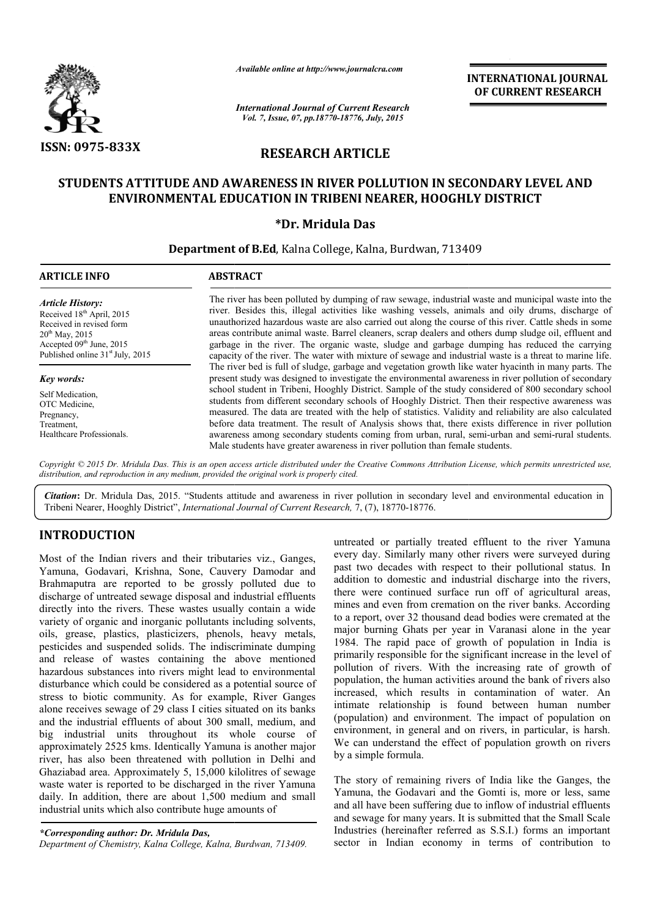*Available online at http://www.journalcra.com*

*International Journal of Current Research*
*Vol. 7, Issue, 07, pp.18770-18776, July, 2015*

**ISSN: 0975-833X**

**INTERNATIONAL JOURNAL OF CURRENT RESEARCH**

## RESEARCH ARTICLE

# STUDENTS ATTITUDE AND AWARENESS IN RIVER POLLUTION IN SECONDARY LEVEL AND ENVIRONMENTAL EDUCATION IN TRIBENI NEARER, HOOGHLY DISTRICT

**\*Dr. Mridula Das**

**Department of B.Ed**, Kalna College, Kalna, Burdwan, 713409

**ARTICLE INFO**

*Article History:*

Received 18th April, 2015
Received in revised form
20th May, 2015
Accepted 09th June, 2015
Published online 31st July, 2015

*Key words:*

Self Medication,
OTC Medicine,
Pregnancy,
Treatment,
Healthcare Professionals.

**ABSTRACT**

The river has been polluted by dumping of raw sewage, industrial waste and municipal waste into the river. Besides this, illegal activities like washing vessels, animals and oily drums, discharge of unauthorized hazardous waste are also carried out along the course of this river. Cattle sheds in some areas contribute animal waste. Barrel cleaners, scrap dealers and others dump sludge oil, effluent and garbage in the river. The organic waste, sludge and garbage dumping has reduced the carrying capacity of the river. The water with mixture of sewage and industrial waste is a threat to marine life. The river bed is full of sludge, garbage and vegetation growth like water hyacinth in many parts. The present study was designed to investigate the environmental awareness in river pollution of secondary school student in Tribeni, Hooghly District. Sample of the study considered of 800 secondary school students from different secondary schools of Hooghly District. Then their respective awareness was measured. The data are treated with the help of statistics. Validity and reliability are also calculated before data treatment. The result of Analysis shows that, there exists difference in river pollution awareness among secondary students coming from urban, rural, semi-urban and semi-rural students. Male students have greater awareness in river pollution than female students.

*Copyright © 2015 Dr. Mridula Das. This is an open access article distributed under the Creative Commons Attribution License, which permits unrestricted use, distribution, and reproduction in any medium, provided the original work is properly cited.*

***Citation*:** Dr. Mridula Das, 2015. "Students attitude and awareness in river pollution in secondary level and environmental education in Tribeni Nearer, Hooghly District", *International Journal of Current Research,* 7, (7), 18770-18776.

## INTRODUCTION

Most of the Indian rivers and their tributaries viz., Ganges, Yamuna, Godavari, Krishna, Sone, Cauvery Damodar and Brahmaputra are reported to be grossly polluted due to discharge of untreated sewage disposal and industrial effluents directly into the rivers. These wastes usually contain a wide variety of organic and inorganic pollutants including solvents, oils, grease, plastics, plasticizers, phenols, heavy metals, pesticides and suspended solids. The indiscriminate dumping and release of wastes containing the above mentioned hazardous substances into rivers might lead to environmental disturbance which could be considered as a potential source of stress to biotic community. As for example, River Ganges alone receives sewage of 29 class I cities situated on its banks and the industrial effluents of about 300 small, medium, and big industrial units throughout its whole course of approximately 2525 kms. Identically Yamuna is another major river, has also been threatened with pollution in Delhi and Ghaziabad area. Approximately 5, 15,000 kilolitres of sewage waste water is reported to be discharged in the river Yamuna daily. In addition, there are about 1,500 medium and small industrial units which also contribute huge amounts of untreated or partially treated effluent to the river Yamuna every day. Similarly many other rivers were surveyed during past two decades with respect to their pollutional status. In addition to domestic and industrial discharge into the rivers, there were continued surface run off of agricultural areas, mines and even from cremation on the river banks. According to a report, over 32 thousand dead bodies were cremated at the major burning Ghats per year in Varanasi alone in the year 1984. The rapid pace of growth of population in India is primarily responsible for the significant increase in the level of pollution of rivers. With the increasing rate of growth of population, the human activities around the bank of rivers also increased, which results in contamination of water. An intimate relationship is found between human number (population) and environment. The impact of population on environment, in general and on rivers, in particular, is harsh. We can understand the effect of population growth on rivers by a simple formula.

The story of remaining rivers of India like the Ganges, the Yamuna, the Godavari and the Gomti is, more or less, same and all have been suffering due to inflow of industrial effluents and sewage for many years. It is submitted that the Small Scale Industries (hereinafter referred as S.S.I.) forms an important sector in Indian economy in terms of contribution to

*\*Corresponding author: Dr. Mridula Das,*
*Department of Chemistry, Kalna College, Kalna, Burdwan, 713409.*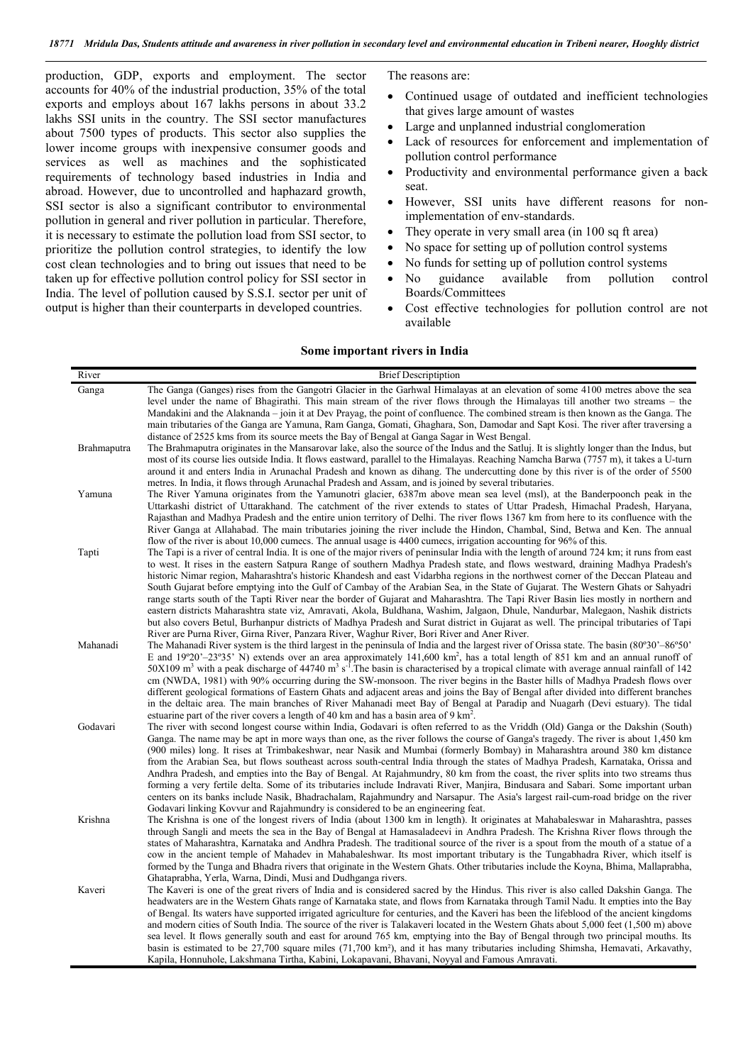production, GDP, exports and employment. The sector accounts for 40% of the industrial production, 35% of the total exports and employs about 167 lakhs persons in about 33.2 lakhs SSI units in the country. The SSI sector manufactures about 7500 types of products. This sector also supplies the lower income groups with inexpensive consumer goods and services as well as machines and the sophisticated requirements of technology based industries in India and abroad. However, due to uncontrolled and haphazard growth, SSI sector is also a significant contributor to environmental pollution in general and river pollution in particular. Therefore, it is necessary to estimate the pollution load from SSI sector, to prioritize the pollution control strategies, to identify the low cost clean technologies and to bring out issues that need to be taken up for effective pollution control policy for SSI sector in India. The level of pollution caused by S.S.I. sector per unit of output is higher than their counterparts in developed countries.

The reasons are:

- Continued usage of outdated and inefficient technologies that gives large amount of wastes
- Large and unplanned industrial conglomeration
- Lack of resources for enforcement and implementation of pollution control performance
- Productivity and environmental performance given a back seat.
- However, SSI units have different reasons for non-implementation of env-standards.
- They operate in very small area (in 100 sq ft area)
- No space for setting up of pollution control systems
- No funds for setting up of pollution control systems
- No guidance available from pollution control Boards/Committees
- Cost effective technologies for pollution control are not available

**Some important rivers in India**

| River | Brief Descriptiption |
|---|---|
| Ganga | The Ganga (Ganges) rises from the Gangotri Glacier in the Garhwal Himalayas at an elevation of some 4100 metres above the sea level under the name of Bhagirathi. This main stream of the river flows through the Himalayas till another two streams – the Mandakini and the Alaknanda – join it at Dev Prayag, the point of confluence. The combined stream is then known as the Ganga. The main tributaries of the Ganga are Yamuna, Ram Ganga, Gomati, Ghaghara, Son, Damodar and Sapt Kosi. The river after traversing a distance of 2525 kms from its source meets the Bay of Bengal at Ganga Sagar in West Bengal. |
| Brahmaputra | The Brahmaputra originates in the Mansarovar lake, also the source of the Indus and the Satluj. It is slightly longer than the Indus, but most of its course lies outside India. It flows eastward, parallel to the Himalayas. Reaching Namcha Barwa (7757 m), it takes a U-turn around it and enters India in Arunachal Pradesh and known as dihang. The undercutting done by this river is of the order of 5500 metres. In India, it flows through Arunachal Pradesh and Assam, and is joined by several tributaries. |
| Yamuna | The River Yamuna originates from the Yamunotri glacier, 6387m above mean sea level (msl), at the Banderpoonch peak in the Uttarkashi district of Uttarakhand. The catchment of the river extends to states of Uttar Pradesh, Himachal Pradesh, Haryana, Rajasthan and Madhya Pradesh and the entire union territory of Delhi. The river flows 1367 km from here to its confluence with the River Ganga at Allahabad. The main tributaries joining the river include the Hindon, Chambal, Sind, Betwa and Ken. The annual flow of the river is about 10,000 cumecs. The annual usage is 4400 cumecs, irrigation accounting for 96% of this. |
| Tapti | The Tapi is a river of central India. It is one of the major rivers of peninsular India with the length of around 724 km; it runs from east to west. It rises in the eastern Satpura Range of southern Madhya Pradesh state, and flows westward, draining Madhya Pradesh's historic Nimar region, Maharashtra's historic Khandesh and east Vidarbha regions in the northwest corner of the Deccan Plateau and South Gujarat before emptying into the Gulf of Cambay of the Arabian Sea, in the State of Gujarat. The Western Ghats or Sahyadri range starts south of the Tapti River near the border of Gujarat and Maharashtra. The Tapi River Basin lies mostly in northern and eastern districts Maharashtra state viz, Amravati, Akola, Buldhana, Washim, Jalgaon, Dhule, Nandurbar, Malegaon, Nashik districts but also covers Betul, Burhanpur districts of Madhya Pradesh and Surat district in Gujarat as well. The principal tributaries of Tapi River are Purna River, Girna River, Panzara River, Waghur River, Bori River and Aner River. |
| Mahanadi | The Mahanadi River system is the third largest in the peninsula of India and the largest river of Orissa state. The basin (80º30'–86º50' E and 19º20'–23º35' N) extends over an area approximately 141,600 km$^2$, has a total length of 851 km and an annual runoff of 50X109 m$^3$ with a peak discharge of 44740 m$^3$ s$^{-1}$. The basin is characterised by a tropical climate with average annual rainfall of 142 cm (NWDA, 1981) with 90% occurring during the SW-monsoon. The river begins in the Baster hills of Madhya Pradesh flows over different geological formations of Eastern Ghats and adjacent areas and joins the Bay of Bengal after divided into different branches in the deltaic area. The main branches of River Mahanadi meet Bay of Bengal at Paradip and Nuagarh (Devi estuary). The tidal estuarine part of the river covers a length of 40 km and has a basin area of 9 km$^2$. |
| Godavari | The river with second longest course within India, Godavari is often referred to as the Vriddh (Old) Ganga or the Dakshin (South) Ganga. The name may be apt in more ways than one, as the river follows the course of Ganga's tragedy. The river is about 1,450 km (900 miles) long. It rises at Trimbakeshwar, near Nasik and Mumbai (formerly Bombay) in Maharashtra around 380 km distance from the Arabian Sea, but flows southeast across south-central India through the states of Madhya Pradesh, Karnataka, Orissa and Andhra Pradesh, and empties into the Bay of Bengal. At Rajahmundry, 80 km from the coast, the river splits into two streams thus forming a very fertile delta. Some of its tributaries include Indravati River, Manjira, Bindusara and Sabari. Some important urban centers on its banks include Nasik, Bhadrachalam, Rajahmundry and Narsapur. The Asia's largest rail-cum-road bridge on the river Godavari linking Kovvur and Rajahmundry is considered to be an engineering feat. |
| Krishna | The Krishna is one of the longest rivers of India (about 1300 km in length). It originates at Mahabaleswar in Maharashtra, passes through Sangli and meets the sea in the Bay of Bengal at Hamasaladeevi in Andhra Pradesh. The Krishna River flows through the states of Maharashtra, Karnataka and Andhra Pradesh. The traditional source of the river is a spout from the mouth of a statue of a cow in the ancient temple of Mahadev in Mahabaleshwar. Its most important tributary is the Tungabhadra River, which itself is formed by the Tunga and Bhadra rivers that originate in the Western Ghats. Other tributaries include the Koyna, Bhima, Mallaprabha, Ghataprabha, Yerla, Warna, Dindi, Musi and Dudhganga rivers. |
| Kaveri | The Kaveri is one of the great rivers of India and is considered sacred by the Hindus. This river is also called Dakshin Ganga. The headwaters are in the Western Ghats range of Karnataka state, and flows from Karnataka through Tamil Nadu. It empties into the Bay of Bengal. Its waters have supported irrigated agriculture for centuries, and the Kaveri has been the lifeblood of the ancient kingdoms and modern cities of South India. The source of the river is Talakaveri located in the Western Ghats about 5,000 feet (1,500 m) above sea level. It flows generally south and east for around 765 km, emptying into the Bay of Bengal through two principal mouths. Its basin is estimated to be 27,700 square miles (71,700 km²), and it has many tributaries including Shimsha, Hemavati, Arkavathy, Kapila, Honnuhole, Lakshmana Tirtha, Kabini, Lokapavani, Bhavani, Noyyal and Famous Amravati. |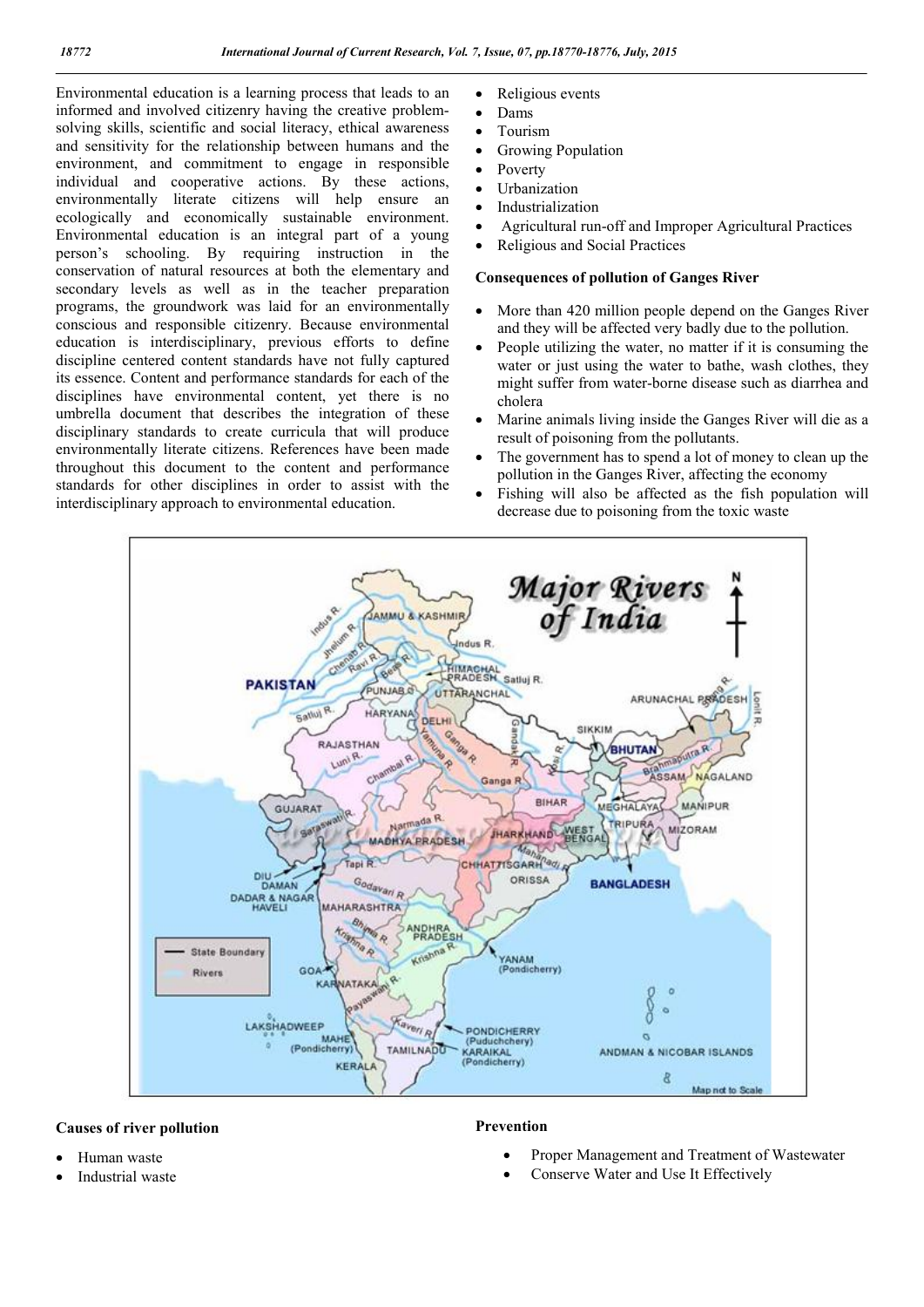Environmental education is a learning process that leads to an informed and involved citizenry having the creative problem-solving skills, scientific and social literacy, ethical awareness and sensitivity for the relationship between humans and the environment, and commitment to engage in responsible individual and cooperative actions. By these actions, environmentally literate citizens will help ensure an ecologically and economically sustainable environment. Environmental education is an integral part of a young person's schooling. By requiring instruction in the conservation of natural resources at both the elementary and secondary levels as well as in the teacher preparation programs, the groundwork was laid for an environmentally conscious and responsible citizenry. Because environmental education is interdisciplinary, previous efforts to define discipline centered content standards have not fully captured its essence. Content and performance standards for each of the disciplines have environmental content, yet there is no umbrella document that describes the integration of these disciplinary standards to create curricula that will produce environmentally literate citizens. References have been made throughout this document to the content and performance standards for other disciplines in order to assist with the interdisciplinary approach to environmental education.

### Causes of river pollution

- Human waste
- Industrial waste
- Religious events
- Dams
- Tourism
- Growing Population
- Poverty
- Urbanization
- Industrialization
- Agricultural run-off and Improper Agricultural Practices
- Religious and Social Practices

### Consequences of pollution of Ganges River

- More than 420 million people depend on the Ganges River and they will be affected very badly due to the pollution.
- People utilizing the water, no matter if it is consuming the water or just using the water to bathe, wash clothes, they might suffer from water-borne disease such as diarrhea and cholera
- Marine animals living inside the Ganges River will die as a result of poisoning from the pollutants.
- The government has to spend a lot of money to clean up the pollution in the Ganges River, affecting the economy
- Fishing will also be affected as the fish population will decrease due to poisoning from the toxic waste

### Prevention

- Proper Management and Treatment of Wastewater
- Conserve Water and Use It Effectively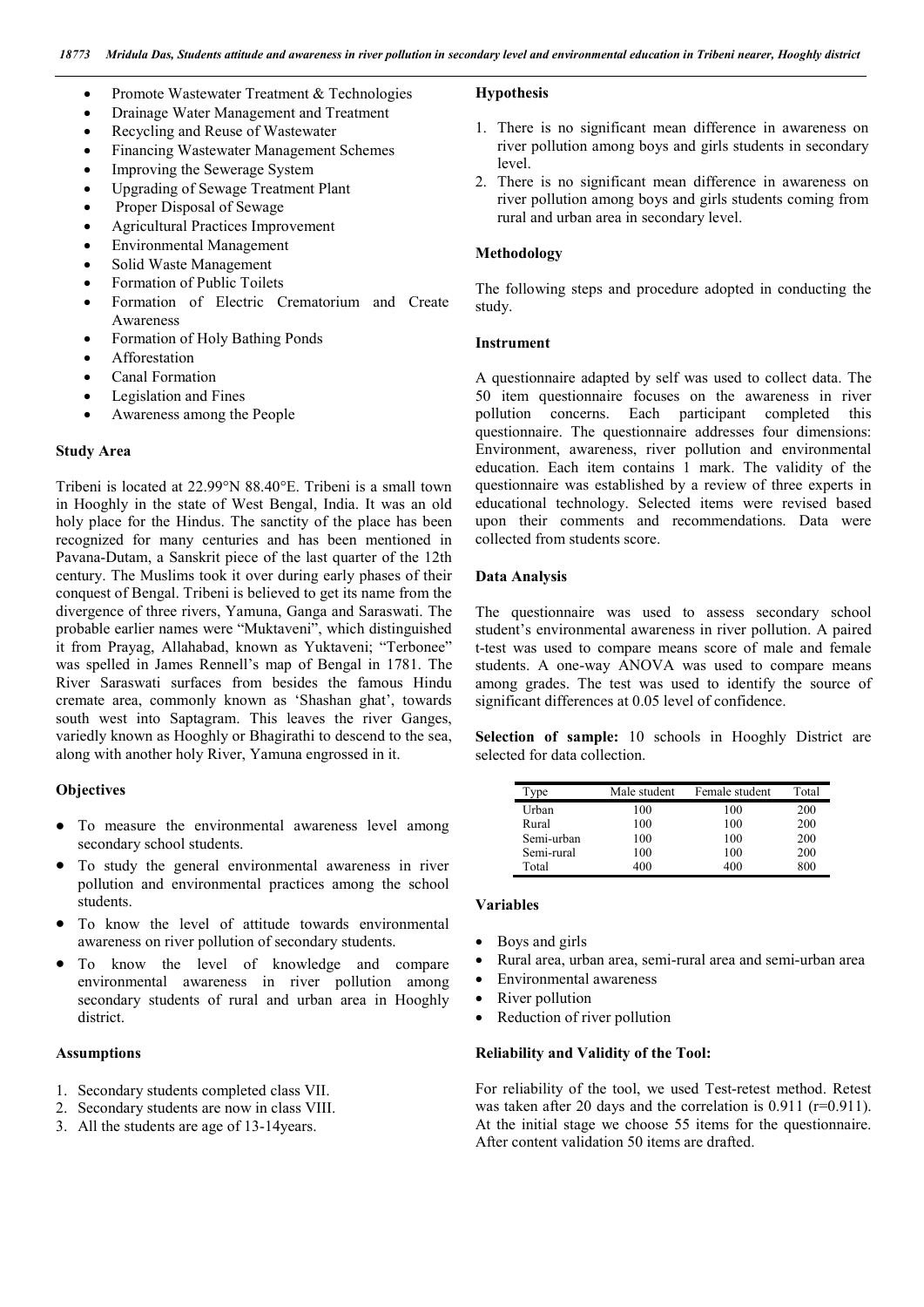- Promote Wastewater Treatment & Technologies
- Drainage Water Management and Treatment
- Recycling and Reuse of Wastewater
- Financing Wastewater Management Schemes
- Improving the Sewerage System
- Upgrading of Sewage Treatment Plant
- Proper Disposal of Sewage
- Agricultural Practices Improvement
- Environmental Management
- Solid Waste Management
- Formation of Public Toilets
- Formation of Electric Crematorium and Create Awareness
- Formation of Holy Bathing Ponds
- Afforestation
- Canal Formation
- Legislation and Fines
- Awareness among the People

### Study Area

Tribeni is located at 22.99°N 88.40°E. Tribeni is a small town in Hooghly in the state of West Bengal, India. It was an old holy place for the Hindus. The sanctity of the place has been recognized for many centuries and has been mentioned in Pavana-Dutam, a Sanskrit piece of the last quarter of the 12th century. The Muslims took it over during early phases of their conquest of Bengal. Tribeni is believed to get its name from the divergence of three rivers, Yamuna, Ganga and Saraswati. The probable earlier names were "Muktaveni", which distinguished it from Prayag, Allahabad, known as Yuktaveni; "Terbonee" was spelled in James Rennell's map of Bengal in 1781. The River Saraswati surfaces from besides the famous Hindu cremate area, commonly known as 'Shashan ghat', towards south west into Saptagram. This leaves the river Ganges, variedly known as Hooghly or Bhagirathi to descend to the sea, along with another holy River, Yamuna engrossed in it.

### Objectives

- To measure the environmental awareness level among secondary school students.
- To study the general environmental awareness in river pollution and environmental practices among the school students.
- To know the level of attitude towards environmental awareness on river pollution of secondary students.
- To know the level of knowledge and compare environmental awareness in river pollution among secondary students of rural and urban area in Hooghly district.

### Assumptions

1. Secondary students completed class VII.
2. Secondary students are now in class VIII.
3. All the students are age of 13-14years.

### Hypothesis

1. There is no significant mean difference in awareness on river pollution among boys and girls students in secondary level.
2. There is no significant mean difference in awareness on river pollution among boys and girls students coming from rural and urban area in secondary level.

### Methodology

The following steps and procedure adopted in conducting the study.

### Instrument

A questionnaire adapted by self was used to collect data. The 50 item questionnaire focuses on the awareness in river pollution concerns. Each participant completed this questionnaire. The questionnaire addresses four dimensions: Environment, awareness, river pollution and environmental education. Each item contains 1 mark. The validity of the questionnaire was established by a review of three experts in educational technology. Selected items were revised based upon their comments and recommendations. Data were collected from students score.

### Data Analysis

The questionnaire was used to assess secondary school student's environmental awareness in river pollution. A paired t-test was used to compare means score of male and female students. A one-way ANOVA was used to compare means among grades. The test was used to identify the source of significant differences at 0.05 level of confidence.

**Selection of sample:** 10 schools in Hooghly District are selected for data collection.

| Type | Male student | Female student | Total |
|---|---|---|---|
| Urban | 100 | 100 | 200 |
| Rural | 100 | 100 | 200 |
| Semi-urban | 100 | 100 | 200 |
| Semi-rural | 100 | 100 | 200 |
| Total | 400 | 400 | 800 |

### Variables

- Boys and girls
- Rural area, urban area, semi-rural area and semi-urban area
- Environmental awareness
- River pollution
- Reduction of river pollution

### Reliability and Validity of the Tool:

For reliability of the tool, we used Test-retest method. Retest was taken after 20 days and the correlation is 0.911 ($r$=0.911). At the initial stage we choose 55 items for the questionnaire. After content validation 50 items are drafted.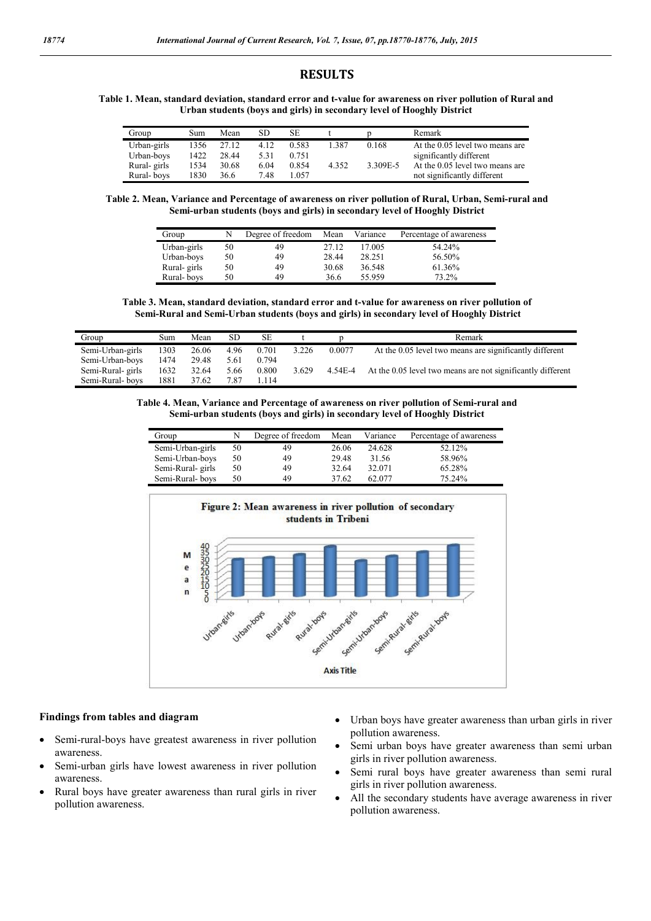# RESULTS

**Table 1. Mean, standard deviation, standard error and t-value for awareness on river pollution of Rural and Urban students (boys and girls) in secondary level of Hooghly District**

| Group | Sum | Mean | SD | SE | t | p | Remark |
|---|---|---|---|---|---|---|---|
| Urban-girls | 1356 | 27.12 | 4.12 | 0.583 | 1.387 | 0.168 | At the 0.05 level two means are |
| Urban-boys | 1422 | 28.44 | 5.31 | 0.751 | | | significantly different |
| Rural- girls | 1534 | 30.68 | 6.04 | 0.854 | 4.352 | 3.309E-5 | At the 0.05 level two means are |
| Rural- boys | 1830 | 36.6 | 7.48 | 1.057 | | | not significantly different |

**Table 2. Mean, Variance and Percentage of awareness on river pollution of Rural, Urban, Semi-rural and Semi-urban students (boys and girls) in secondary level of Hooghly District**

| Group | N | Degree of freedom | Mean | Variance | Percentage of awareness |
|---|---|---|---|---|---|
| Urban-girls | 50 | 49 | 27.12 | 17.005 | 54.24% |
| Urban-boys | 50 | 49 | 28.44 | 28.251 | 56.50% |
| Rural- girls | 50 | 49 | 30.68 | 36.548 | 61.36% |
| Rural- boys | 50 | 49 | 36.6 | 55.959 | 73.2% |

**Table 3. Mean, standard deviation, standard error and t-value for awareness on river pollution of Semi-Rural and Semi-Urban students (boys and girls) in secondary level of Hooghly District**

| Group | Sum | Mean | SD | SE | t | p | Remark |
|---|---|---|---|---|---|---|---|
| Semi-Urban-girls | 1303 | 26.06 | 4.96 | 0.701 | 3.226 | 0.0077 | At the 0.05 level two means are significantly different |
| Semi-Urban-boys | 1474 | 29.48 | 5.61 | 0.794 | | | |
| Semi-Rural- girls | 1632 | 32.64 | 5.66 | 0.800 | 3.629 | 4.54E-4 | At the 0.05 level two means are not significantly different |
| Semi-Rural- boys | 1881 | 37.62 | 7.87 | 1.114 | | | |

**Table 4. Mean, Variance and Percentage of awareness on river pollution of Semi-rural and Semi-urban students (boys and girls) in secondary level of Hooghly District**

| Group | N | Degree of freedom | Mean | Variance | Percentage of awareness |
|---|---|---|---|---|---|
| Semi-Urban-girls | 50 | 49 | 26.06 | 24.628 | 52.12% |
| Semi-Urban-boys | 50 | 49 | 29.48 | 31.56 | 58.96% |
| Semi-Rural- girls | 50 | 49 | 32.64 | 32.071 | 65.28% |
| Semi-Rural- boys | 50 | 49 | 37.62 | 62.077 | 75.24% |

**Figure 2: Mean awareness in river pollution of secondary students in Tribeni**

### Findings from tables and diagram

- Semi-rural-boys have greatest awareness in river pollution awareness.
- Semi-urban girls have lowest awareness in river pollution awareness.
- Rural boys have greater awareness than rural girls in river pollution awareness.
- Urban boys have greater awareness than urban girls in river pollution awareness.
- Semi urban boys have greater awareness than semi urban girls in river pollution awareness.
- Semi rural boys have greater awareness than semi rural girls in river pollution awareness.
- All the secondary students have average awareness in river pollution awareness.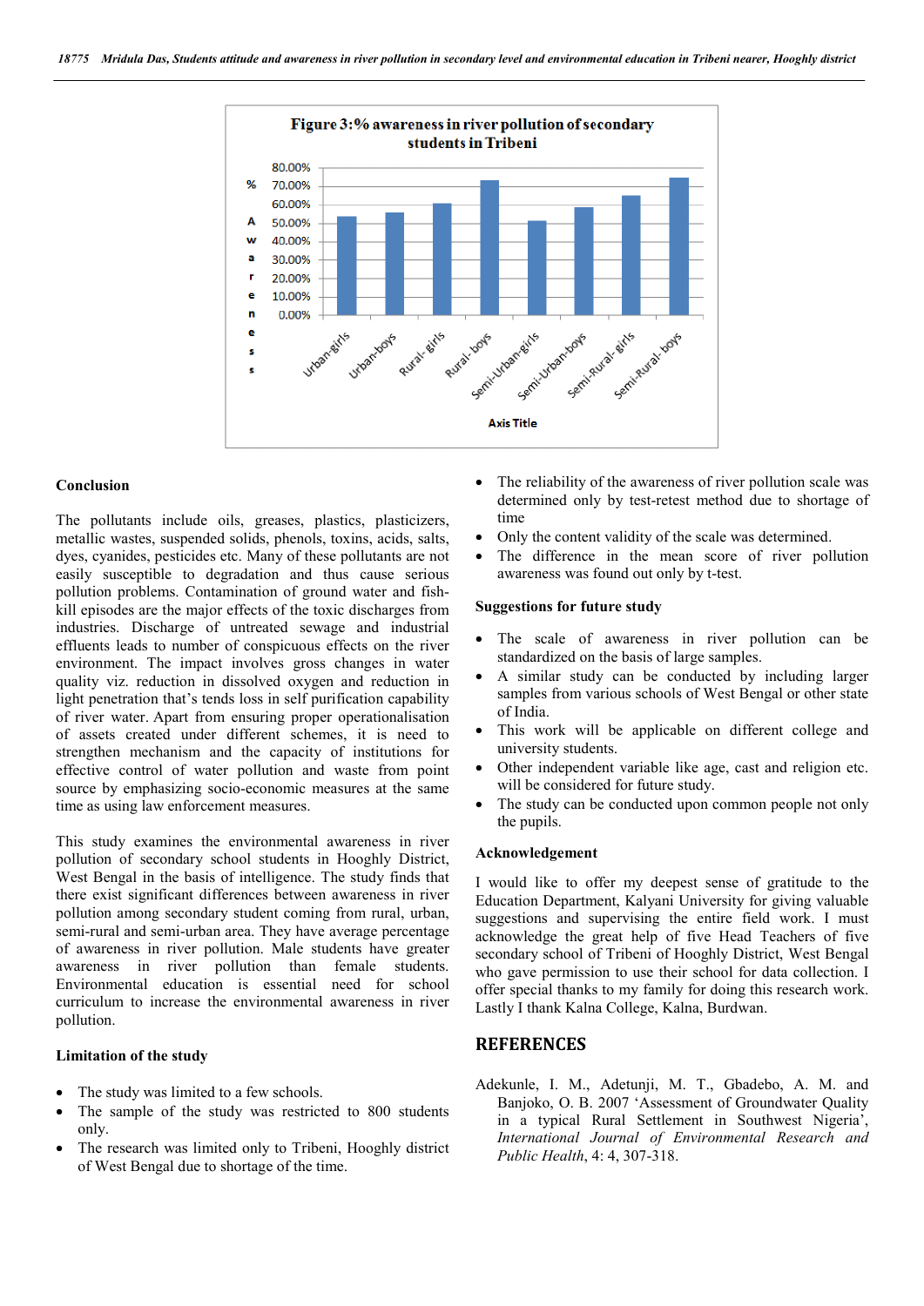Figure 3:% awareness in river pollution of secondary students in Tribeni

## Conclusion

The pollutants include oils, greases, plastics, plasticizers, metallic wastes, suspended solids, phenols, toxins, acids, salts, dyes, cyanides, pesticides etc. Many of these pollutants are not easily susceptible to degradation and thus cause serious pollution problems. Contamination of ground water and fish-kill episodes are the major effects of the toxic discharges from industries. Discharge of untreated sewage and industrial effluents leads to number of conspicuous effects on the river environment. The impact involves gross changes in water quality viz. reduction in dissolved oxygen and reduction in light penetration that's tends loss in self purification capability of river water. Apart from ensuring proper operationalisation of assets created under different schemes, it is need to strengthen mechanism and the capacity of institutions for effective control of water pollution and waste from point source by emphasizing socio-economic measures at the same time as using law enforcement measures.

This study examines the environmental awareness in river pollution of secondary school students in Hooghly District, West Bengal in the basis of intelligence. The study finds that there exist significant differences between awareness in river pollution among secondary student coming from rural, urban, semi-rural and semi-urban area. They have average percentage of awareness in river pollution. Male students have greater awareness in river pollution than female students. Environmental education is essential need for school curriculum to increase the environmental awareness in river pollution.

## Limitation of the study

- The study was limited to a few schools.
- The sample of the study was restricted to 800 students only.
- The research was limited only to Tribeni, Hooghly district of West Bengal due to shortage of the time.
- The reliability of the awareness of river pollution scale was determined only by test-retest method due to shortage of time
- Only the content validity of the scale was determined.
- The difference in the mean score of river pollution awareness was found out only by t-test.

## Suggestions for future study

- The scale of awareness in river pollution can be standardized on the basis of large samples.
- A similar study can be conducted by including larger samples from various schools of West Bengal or other state of India.
- This work will be applicable on different college and university students.
- Other independent variable like age, cast and religion etc. will be considered for future study.
- The study can be conducted upon common people not only the pupils.

## Acknowledgement

I would like to offer my deepest sense of gratitude to the Education Department, Kalyani University for giving valuable suggestions and supervising the entire field work. I must acknowledge the great help of five Head Teachers of five secondary school of Tribeni of Hooghly District, West Bengal who gave permission to use their school for data collection. I offer special thanks to my family for doing this research work. Lastly I thank Kalna College, Kalna, Burdwan.

## REFERENCES

Adekunle, I. M., Adetunji, M. T., Gbadebo, A. M. and Banjoko, O. B. 2007 'Assessment of Groundwater Quality in a typical Rural Settlement in Southwest Nigeria', *International Journal of Environmental Research and Public Health*, 4: 4, 307-318.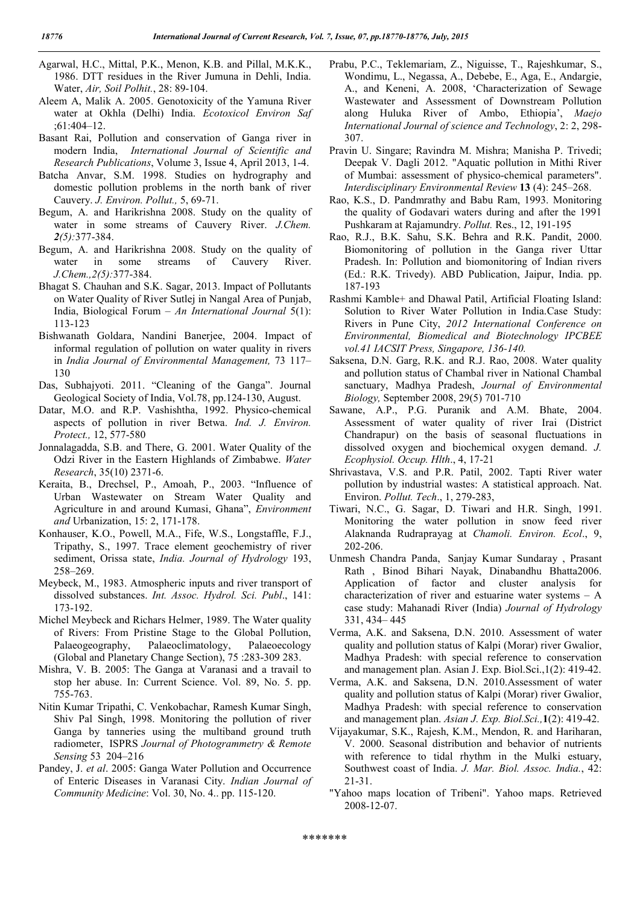Agarwal, H.C., Mittal, P.K., Menon, K.B. and Pillal, M.K.K., 1986. DTT residues in the River Jumuna in Dehli, India. Water, *Air, Soil Polhit.*, 28: 89-104.

Aleem A, Malik A. 2005. Genotoxicity of the Yamuna River water at Okhla (Delhi) India. *Ecotoxicol Environ Saf* ;61:404–12.

Basant Rai, Pollution and conservation of Ganga river in modern India, *International Journal of Scientific and Research Publications*, Volume 3, Issue 4, April 2013, 1-4.

Batcha Anvar, S.M. 1998. Studies on hydrography and domestic pollution problems in the north bank of river Cauvery. *J. Environ. Pollut.,* 5, 69-71.

Begum, A. and Harikrishna 2008. Study on the quality of water in some streams of Cauvery River. *J.Chem. 2(5):*377-384.

Begum, A. and Harikrishna 2008. Study on the quality of water in some streams of Cauvery River. *J.Chem.,2(5):*377-384.

Bhagat S. Chauhan and S.K. Sagar, 2013. Impact of Pollutants on Water Quality of River Sutlej in Nangal Area of Punjab, India, Biological Forum – *An International Journal* 5(1): 113-123

Bishwanath Goldara, Nandini Banerjee, 2004. Impact of informal regulation of pollution on water quality in rivers in *India Journal of Environmental Management,* 73 117–130

Das, Subhajyoti. 2011. "Cleaning of the Ganga". Journal Geological Society of India, Vol.78, pp.124-130, August.

Datar, M.O. and R.P. Vashishtha, 1992. Physico-chemical aspects of pollution in river Betwa. *Ind. J. Environ. Protect.,* 12, 577-580

Jonnalagadda, S.B. and There, G. 2001. Water Quality of the Odzi River in the Eastern Highlands of Zimbabwe. *Water Research*, 35(10) 2371-6.

Keraita, B., Drechsel, P., Amoah, P., 2003. "Influence of Urban Wastewater on Stream Water Quality and Agriculture in and around Kumasi, Ghana", *Environment and* Urbanization, 15: 2, 171-178.

Konhauser, K.O., Powell, M.A., Fife, W.S., Longstaffle, F.J., Tripathy, S., 1997. Trace element geochemistry of river sediment, Orissa state, *India. Journal of Hydrology* 193, 258–269.

Meybeck, M., 1983. Atmospheric inputs and river transport of dissolved substances. *Int. Assoc. Hydrol. Sci. Publ*., 141: 173-192.

Michel Meybeck and Richars Helmer, 1989. The Water quality of Rivers: From Pristine Stage to the Global Pollution, Palaeogeography, Palaeoclimatology, Palaeoecology (Global and Planetary Change Section), 75 :283-309 283.

Mishra, V. B. 2005: The Ganga at Varanasi and a travail to stop her abuse. In: Current Science. Vol. 89, No. 5. pp. 755-763.

Nitin Kumar Tripathi, C. Venkobachar, Ramesh Kumar Singh, Shiv Pal Singh, 1998. Monitoring the pollution of river Ganga by tanneries using the multiband ground truth radiometer, ISPRS *Journal of Photogrammetry & Remote Sensing* 53 204–216

Pandey, J. *et al*. 2005: Ganga Water Pollution and Occurrence of Enteric Diseases in Varanasi City. *Indian Journal of Community Medicine*: Vol. 30, No. 4.. pp. 115-120.

Prabu, P.C., Teklemariam, Z., Niguisse, T., Rajeshkumar, S., Wondimu, L., Negassa, A., Debebe, E., Aga, E., Andargie, A., and Keneni, A. 2008, 'Characterization of Sewage Wastewater and Assessment of Downstream Pollution along Huluka River of Ambo, Ethiopia', *Maejo International Journal of science and Technology*, 2: 2, 298-307.

Pravin U. Singare; Ravindra M. Mishra; Manisha P. Trivedi; Deepak V. Dagli 2012. "Aquatic pollution in Mithi River of Mumbai: assessment of physico-chemical parameters". *Interdisciplinary Environmental Review* **13** (4): 245–268.

Rao, K.S., D. Pandmrathy and Babu Ram, 1993. Monitoring the quality of Godavari waters during and after the 1991 Pushkaram at Rajamundry. *Pollut.* Res., 12, 191-195

Rao, R.J., B.K. Sahu, S.K. Behra and R.K. Pandit, 2000. Biomonitoring of pollution in the Ganga river Uttar Pradesh. In: Pollution and biomonitoring of Indian rivers (Ed.: R.K. Trivedy). ABD Publication, Jaipur, India. pp. 187-193

Rashmi Kamble+ and Dhawal Patil, Artificial Floating Island: Solution to River Water Pollution in India.Case Study: Rivers in Pune City, *2012 International Conference on Environmental, Biomedical and Biotechnology IPCBEE vol.41 IACSIT Press, Singapore, 136-140.*

Saksena, D.N. Garg, R.K. and R.J. Rao, 2008. Water quality and pollution status of Chambal river in National Chambal sanctuary, Madhya Pradesh, *Journal of Environmental Biology,* September 2008, 29(5) 701-710

Sawane, A.P., P.G. Puranik and A.M. Bhate, 2004. Assessment of water quality of river Irai (District Chandrapur) on the basis of seasonal fluctuations in dissolved oxygen and biochemical oxygen demand. *J. Ecophysiol. Occup. Hlth*., 4, 17-21

Shrivastava, V.S. and P.R. Patil, 2002. Tapti River water pollution by industrial wastes: A statistical approach. Nat. Environ. *Pollut. Tech*., 1, 279-283,

Tiwari, N.C., G. Sagar, D. Tiwari and H.R. Singh, 1991. Monitoring the water pollution in snow feed river Alaknanda Rudraprayag at *Chamoli. Environ. Ecol*., 9, 202-206.

Unmesh Chandra Panda, Sanjay Kumar Sundaray , Prasant Rath , Binod Bihari Nayak, Dinabandhu Bhatta2006. Application of factor and cluster analysis for characterization of river and estuarine water systems – A case study: Mahanadi River (India) *Journal of Hydrology* 331, 434– 445

Verma, A.K. and Saksena, D.N. 2010. Assessment of water quality and pollution status of Kalpi (Morar) river Gwalior, Madhya Pradesh: with special reference to conservation and management plan. Asian J. Exp. Biol.Sci.,1(2): 419-42.

Verma, A.K. and Saksena, D.N. 2010.Assessment of water quality and pollution status of Kalpi (Morar) river Gwalior, Madhya Pradesh: with special reference to conservation and management plan. *Asian J. Exp. Biol.Sci.,***1**(2): 419-42.

Vijayakumar, S.K., Rajesh, K.M., Mendon, R. and Hariharan, V. 2000. Seasonal distribution and behavior of nutrients with reference to tidal rhythm in the Mulki estuary, Southwest coast of India. *J. Mar. Biol. Assoc. India.*, 42: 21-31.

"Yahoo maps location of Tribeni". Yahoo maps. Retrieved 2008-12-07.

*******